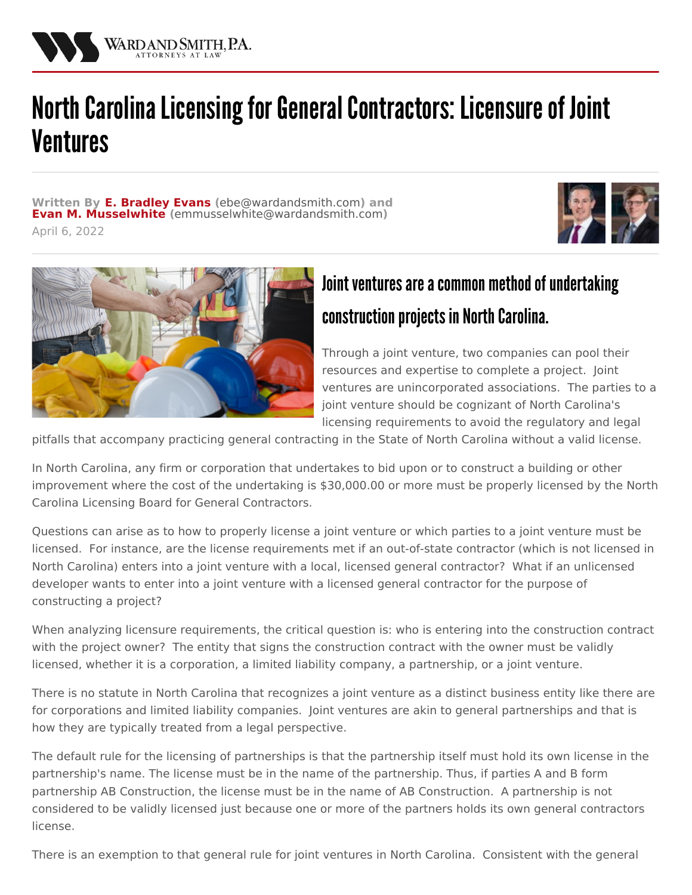# North Carolina Licensing for General Contractors: Licensure of Joint Ventures

**Written By E. Bradley Evans (ebe@wardandsmith.com) and Evan M. Musselwhite (emmusselwhite@wardandsmith.com)**

April 6, 2022

## Joint ventures are a common method of undertaking construction projects in North Carolina.

Through a joint venture, two companies can pool their resources and expertise to complete a project. Joint ventures are unincorporated associations. The parties to a joint venture should be cognizant of North Carolina's licensing requirements to avoid the regulatory and legal pitfalls that accompany practicing general contracting in the State of North Carolina without a valid license.

In North Carolina, any firm or corporation that undertakes to bid upon or to construct a building or other improvement where the cost of the undertaking is $30,000.00 or more must be properly licensed by the North Carolina Licensing Board for General Contractors.

Questions can arise as to how to properly license a joint venture or which parties to a joint venture must be licensed. For instance, are the license requirements met if an out-of-state contractor (which is not licensed in North Carolina) enters into a joint venture with a local, licensed general contractor? What if an unlicensed developer wants to enter into a joint venture with a licensed general contractor for the purpose of constructing a project?

When analyzing licensure requirements, the critical question is: who is entering into the construction contract with the project owner? The entity that signs the construction contract with the owner must be validly licensed, whether it is a corporation, a limited liability company, a partnership, or a joint venture.

There is no statute in North Carolina that recognizes a joint venture as a distinct business entity like there are for corporations and limited liability companies. Joint ventures are akin to general partnerships and that is how they are typically treated from a legal perspective.

The default rule for the licensing of partnerships is that the partnership itself must hold its own license in the partnership's name. The license must be in the name of the partnership. Thus, if parties A and B form partnership AB Construction, the license must be in the name of AB Construction. A partnership is not considered to be validly licensed just because one or more of the partners holds its own general contractors license.

There is an exemption to that general rule for joint ventures in North Carolina. Consistent with the general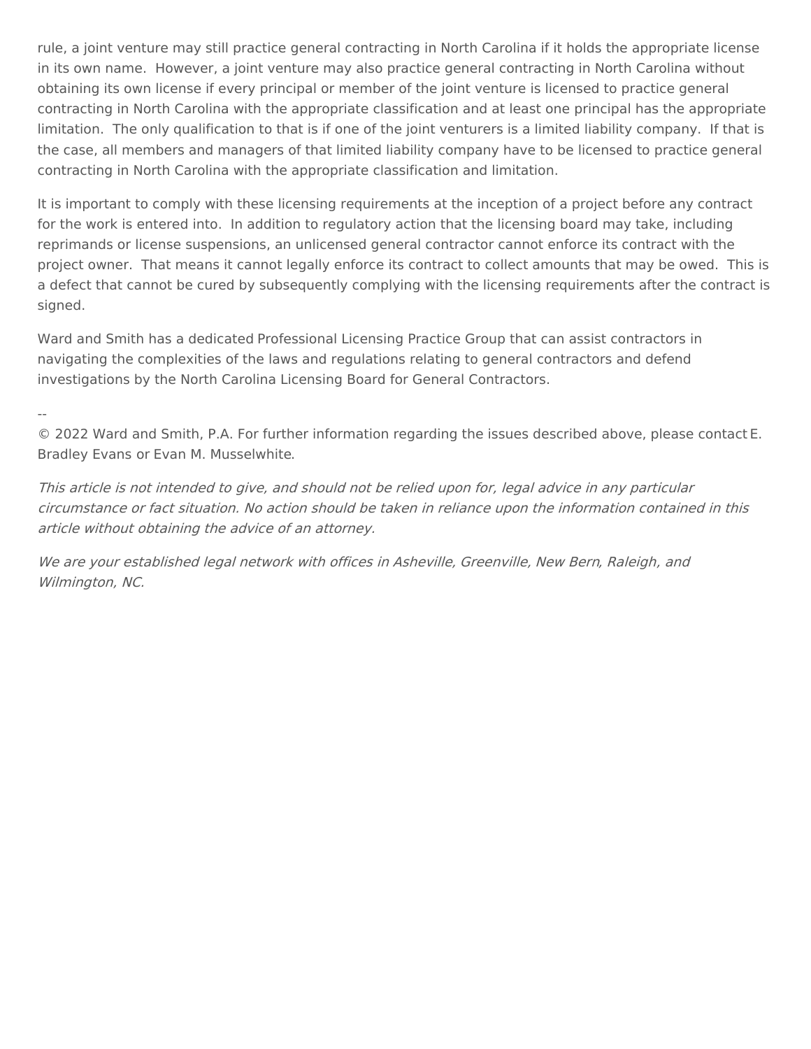rule, a joint venture may still practice general contracting in North Carolina if it holds the appropriate license in its own name. However, a joint venture may also practice general contracting in North Carolina without obtaining its own license if every principal or member of the joint venture is licensed to practice general contracting in North Carolina with the appropriate classification and at least one principal has the appropriate limitation. The only qualification to that is if one of the joint venturers is a limited liability company. If that is the case, all members and managers of that limited liability company have to be licensed to practice general contracting in North Carolina with the appropriate classification and limitation.

It is important to comply with these licensing requirements at the inception of a project before any contract for the work is entered into. In addition to regulatory action that the licensing board may take, including reprimands or license suspensions, an unlicensed general contractor cannot enforce its contract with the project owner. That means it cannot legally enforce its contract to collect amounts that may be owed. This is a defect that cannot be cured by subsequently complying with the licensing requirements after the contract is signed.

Ward and Smith has a dedicated Professional Licensing Practice Group that can assist contractors in navigating the complexities of the laws and regulations relating to general contractors and defend investigations by the North Carolina Licensing Board for General Contractors.

--

© 2022 Ward and Smith, P.A. For further information regarding the issues described above, please contact E. Bradley Evans or Evan M. Musselwhite.

*This article is not intended to give, and should not be relied upon for, legal advice in any particular circumstance or fact situation. No action should be taken in reliance upon the information contained in this article without obtaining the advice of an attorney.*

*We are your established legal network with offices in Asheville, Greenville, New Bern, Raleigh, and Wilmington, NC.*